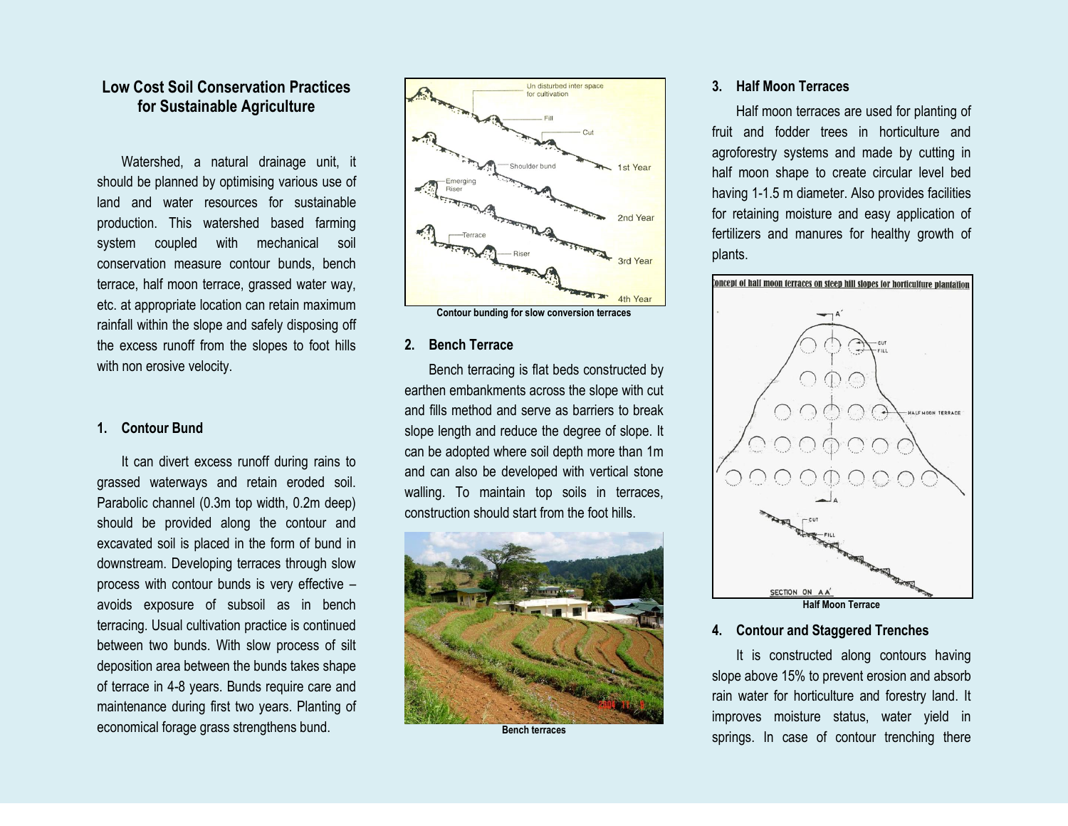# Low Cost Soil Conservation Practices for Sustainable Agriculture

Watershed, a natural drainage unit, it should be planned by optimising various use of land and water resources for sustainable production. This watershed based farming system coupled with mechanical soil conservation measure contour bunds, bench terrace, half moon terrace, grassed water way, etc. at appropriate location can retain maximum rainfall within the slope and safely disposing off the excess runoff from the slopes to foot hills with non erosive velocity.

## 1. Contour Bund

It can divert excess runoff during rains to grassed waterways and retain eroded soil. Parabolic channel (0.3m top width, 0.2m deep) should be provided along the contour and excavated soil is placed in the form of bund in downstream. Developing terraces through slow process with contour bunds is very effective – avoids exposure of subsoil as in bench terracing. Usual cultivation practice is continued between two bunds. With slow process of silt deposition area between the bunds takes shape of terrace in 4-8 years. Bunds require care and maintenance during first two years. Planting of economical forage grass strengthens bund.

Contour bunding for slow conversion terraces

## 2. Bench Terrace

Bench terracing is flat beds constructed by earthen embankments across the slope with cut and fills method and serve as barriers to break slope length and reduce the degree of slope. It can be adopted where soil depth more than 1m and can also be developed with vertical stone walling. To maintain top soils in terraces, construction should start from the foot hills.

Bench terraces

## 3. Half Moon Terraces

Half moon terraces are used for planting of fruit and fodder trees in horticulture and agroforestry systems and made by cutting in half moon shape to create circular level bed having 1-1.5 m diameter. Also provides facilities for retaining moisture and easy application of fertilizers and manures for healthy growth of plants.

Half Moon Terrace

## 4. Contour and Staggered Trenches

It is constructed along contours having slope above 15% to prevent erosion and absorb rain water for horticulture and forestry land. It improves moisture status, water yield in springs. In case of contour trenching there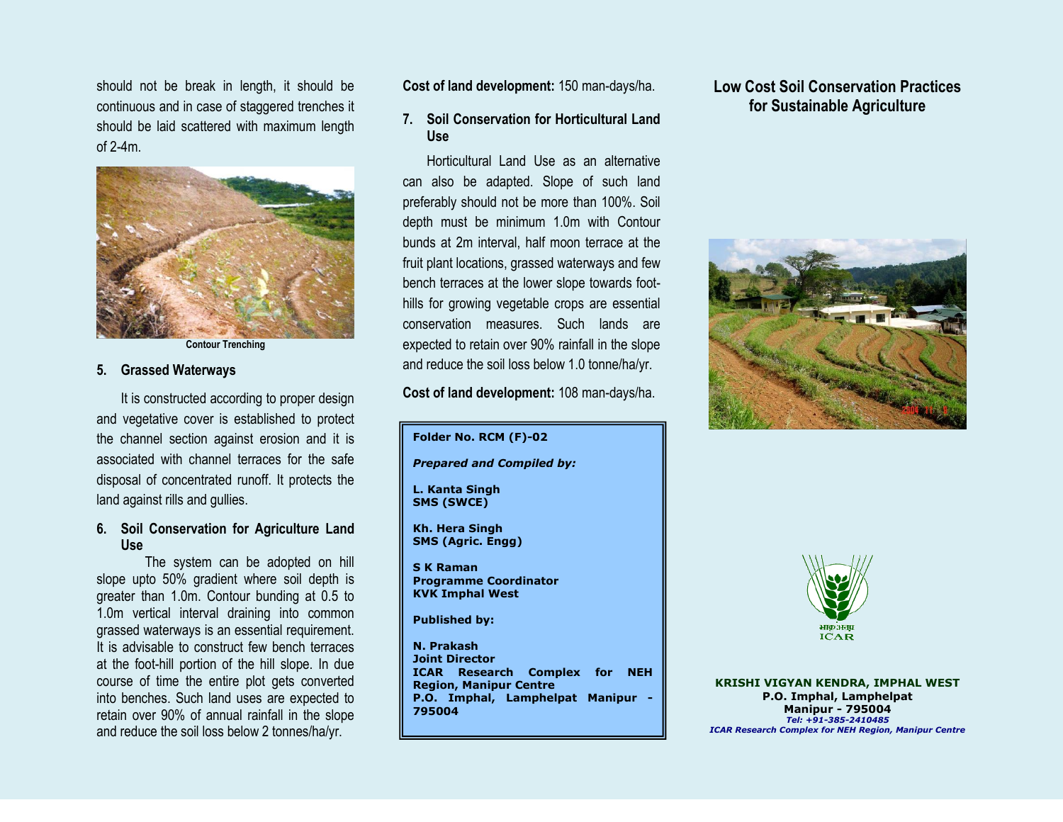should not be break in length, it should be continuous and in case of staggered trenches it should be laid scattered with maximum length of 2-4m.

Contour Trenching

### 5. Grassed Waterways

It is constructed according to proper design and vegetative cover is established to protect the channel section against erosion and it is associated with channel terraces for the safe disposal of concentrated runoff. It protects the land against rills and gullies.

### 6. Soil Conservation for Agriculture Land Use

The system can be adopted on hill slope upto 50% gradient where soil depth is greater than 1.0m. Contour bunding at 0.5 to 1.0m vertical interval draining into common grassed waterways is an essential requirement. It is advisable to construct few bench terraces at the foot-hill portion of the hill slope. In due course of time the entire plot gets converted into benches. Such land uses are expected to retain over 90% of annual rainfall in the slope and reduce the soil loss below 2 tonnes/ha/yr.

**Cost of land development:** 150 man-days/ha.

### 7. Soil Conservation for Horticultural Land Use

Horticultural Land Use as an alternative can also be adapted. Slope of such land preferably should not be more than 100%. Soil depth must be minimum 1.0m with Contour bunds at 2m interval, half moon terrace at the fruit plant locations, grassed waterways and few bench terraces at the lower slope towards foot-hills for growing vegetable crops are essential conservation measures. Such lands are expected to retain over 90% rainfall in the slope and reduce the soil loss below 1.0 tonne/ha/yr.

**Cost of land development:** 108 man-days/ha.

**Folder No. RCM (F)-02**

***Prepared and Compiled by:***

**L. Kanta Singh**
**SMS (SWCE)**

**Kh. Hera Singh**
**SMS (Agric. Engg)**

**S K Raman**
**Programme Coordinator**
**KVK Imphal West**

**Published by:**

**N. Prakash**
**Joint Director**
**ICAR Research Complex for NEH Region, Manipur Centre**
**P.O. Imphal, Lamphelpat Manipur - 795004**

## Low Cost Soil Conservation Practices for Sustainable Agriculture

भाकृअनुप
ICAR

**KRISHI VIGYAN KENDRA, IMPHAL WEST**
**P.O. Imphal, Lamphelpat**
**Manipur - 795004**
***Tel: +91-385-2410485***
***ICAR Research Complex for NEH Region, Manipur Centre***